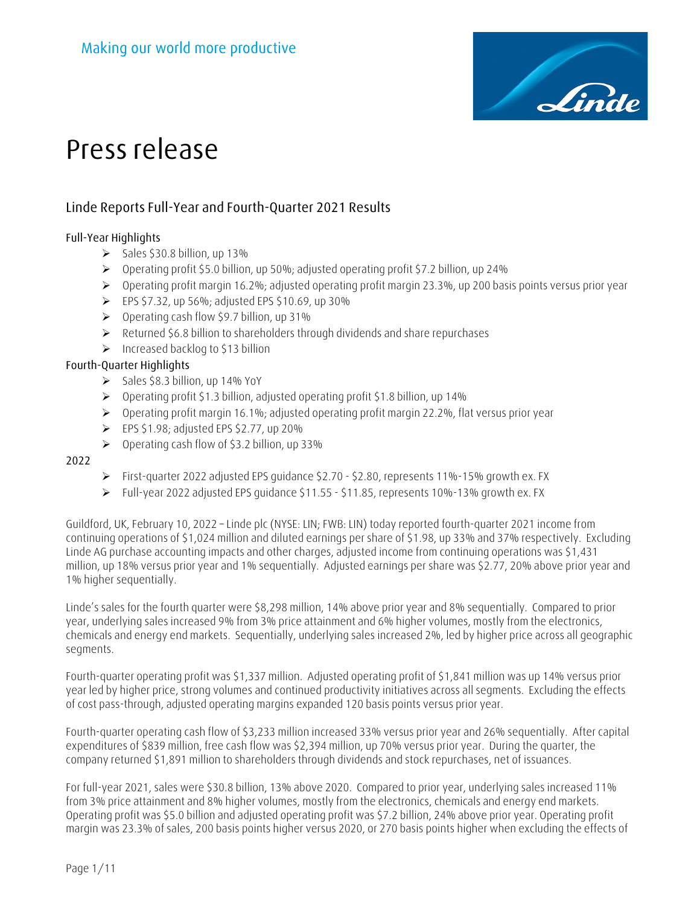Making our world more productive

# Press release

## Linde Reports Full-Year and Fourth-Quarter 2021 Results

Full-Year Highlights

- Sales $30.8 billion, up 13%
- Operating profit $5.0 billion, up 50%; adjusted operating profit $7.2 billion, up 24%
- Operating profit margin 16.2%; adjusted operating profit margin 23.3%, up 200 basis points versus prior year
- EPS $7.32, up 56%; adjusted EPS $10.69, up 30%
- Operating cash flow $9.7 billion, up 31%
- Returned $6.8 billion to shareholders through dividends and share repurchases
- Increased backlog to $13 billion

Fourth-Quarter Highlights

- Sales $8.3 billion, up 14% YoY
- Operating profit $1.3 billion, adjusted operating profit $1.8 billion, up 14%
- Operating profit margin 16.1%; adjusted operating profit margin 22.2%, flat versus prior year
- EPS $1.98; adjusted EPS $2.77, up 20%
- Operating cash flow of $3.2 billion, up 33%

2022

- First-quarter 2022 adjusted EPS guidance $2.70 - $2.80, represents 11%-15% growth ex. FX
- Full-year 2022 adjusted EPS guidance $11.55 - $11.85, represents 10%-13% growth ex. FX

Guildford, UK, February 10, 2022 – Linde plc (NYSE: LIN; FWB: LIN) today reported fourth-quarter 2021 income from continuing operations of $1,024 million and diluted earnings per share of $1.98, up 33% and 37% respectively. Excluding Linde AG purchase accounting impacts and other charges, adjusted income from continuing operations was $1,431 million, up 18% versus prior year and 1% sequentially. Adjusted earnings per share was $2.77, 20% above prior year and 1% higher sequentially.

Linde's sales for the fourth quarter were $8,298 million, 14% above prior year and 8% sequentially. Compared to prior year, underlying sales increased 9% from 3% price attainment and 6% higher volumes, mostly from the electronics, chemicals and energy end markets. Sequentially, underlying sales increased 2%, led by higher price across all geographic segments.

Fourth-quarter operating profit was $1,337 million. Adjusted operating profit of $1,841 million was up 14% versus prior year led by higher price, strong volumes and continued productivity initiatives across all segments. Excluding the effects of cost pass-through, adjusted operating margins expanded 120 basis points versus prior year.

Fourth-quarter operating cash flow of $3,233 million increased 33% versus prior year and 26% sequentially. After capital expenditures of $839 million, free cash flow was $2,394 million, up 70% versus prior year. During the quarter, the company returned $1,891 million to shareholders through dividends and stock repurchases, net of issuances.

For full-year 2021, sales were $30.8 billion, 13% above 2020. Compared to prior year, underlying sales increased 11% from 3% price attainment and 8% higher volumes, mostly from the electronics, chemicals and energy end markets. Operating profit was $5.0 billion and adjusted operating profit was $7.2 billion, 24% above prior year. Operating profit margin was 23.3% of sales, 200 basis points higher versus 2020, or 270 basis points higher when excluding the effects of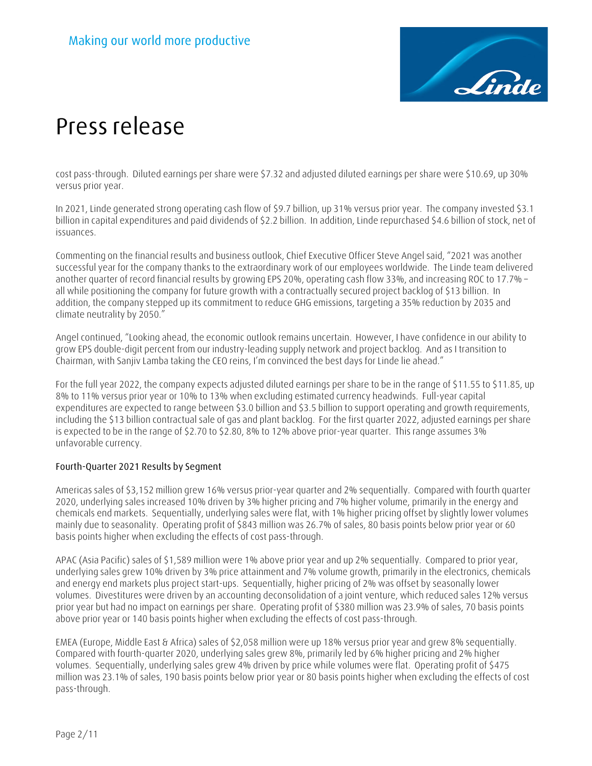cost pass-through. Diluted earnings per share were $7.32 and adjusted diluted earnings per share were $10.69, up 30% versus prior year.

In 2021, Linde generated strong operating cash flow of $9.7 billion, up 31% versus prior year. The company invested $3.1 billion in capital expenditures and paid dividends of $2.2 billion. In addition, Linde repurchased $4.6 billion of stock, net of issuances.

Commenting on the financial results and business outlook, Chief Executive Officer Steve Angel said, "2021 was another successful year for the company thanks to the extraordinary work of our employees worldwide. The Linde team delivered another quarter of record financial results by growing EPS 20%, operating cash flow 33%, and increasing ROC to 17.7% – all while positioning the company for future growth with a contractually secured project backlog of $13 billion. In addition, the company stepped up its commitment to reduce GHG emissions, targeting a 35% reduction by 2035 and climate neutrality by 2050."

Angel continued, "Looking ahead, the economic outlook remains uncertain. However, I have confidence in our ability to grow EPS double-digit percent from our industry-leading supply network and project backlog. And as I transition to Chairman, with Sanjiv Lamba taking the CEO reins, I'm convinced the best days for Linde lie ahead."

For the full year 2022, the company expects adjusted diluted earnings per share to be in the range of $11.55 to $11.85, up 8% to 11% versus prior year or 10% to 13% when excluding estimated currency headwinds. Full-year capital expenditures are expected to range between $3.0 billion and $3.5 billion to support operating and growth requirements, including the $13 billion contractual sale of gas and plant backlog. For the first quarter 2022, adjusted earnings per share is expected to be in the range of $2.70 to $2.80, 8% to 12% above prior-year quarter. This range assumes 3% unfavorable currency.

## Fourth-Quarter 2021 Results by Segment

Americas sales of $3,152 million grew 16% versus prior-year quarter and 2% sequentially. Compared with fourth quarter 2020, underlying sales increased 10% driven by 3% higher pricing and 7% higher volume, primarily in the energy and chemicals end markets. Sequentially, underlying sales were flat, with 1% higher pricing offset by slightly lower volumes mainly due to seasonality. Operating profit of $843 million was 26.7% of sales, 80 basis points below prior year or 60 basis points higher when excluding the effects of cost pass-through.

APAC (Asia Pacific) sales of $1,589 million were 1% above prior year and up 2% sequentially. Compared to prior year, underlying sales grew 10% driven by 3% price attainment and 7% volume growth, primarily in the electronics, chemicals and energy end markets plus project start-ups. Sequentially, higher pricing of 2% was offset by seasonally lower volumes. Divestitures were driven by an accounting deconsolidation of a joint venture, which reduced sales 12% versus prior year but had no impact on earnings per share. Operating profit of $380 million was 23.9% of sales, 70 basis points above prior year or 140 basis points higher when excluding the effects of cost pass-through.

EMEA (Europe, Middle East & Africa) sales of $2,058 million were up 18% versus prior year and grew 8% sequentially. Compared with fourth-quarter 2020, underlying sales grew 8%, primarily led by 6% higher pricing and 2% higher volumes. Sequentially, underlying sales grew 4% driven by price while volumes were flat. Operating profit of $475 million was 23.1% of sales, 190 basis points below prior year or 80 basis points higher when excluding the effects of cost pass-through.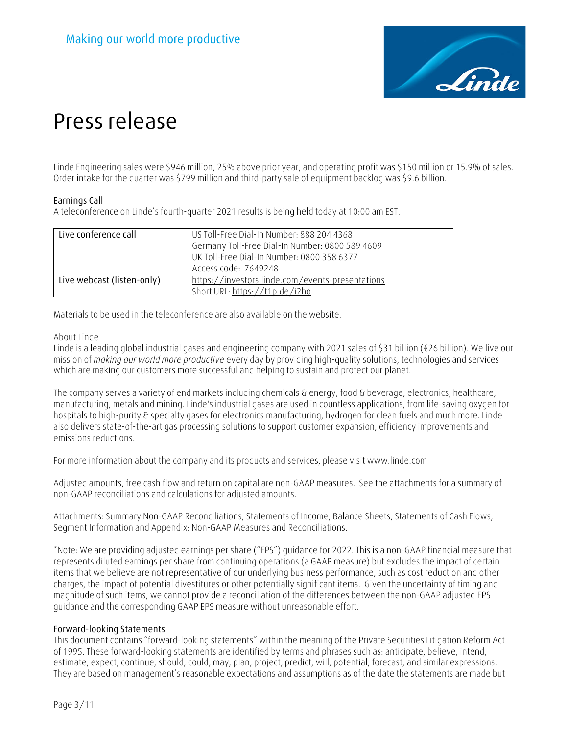Linde Engineering sales were $946 million, 25% above prior year, and operating profit was $150 million or 15.9% of sales. Order intake for the quarter was $799 million and third-party sale of equipment backlog was $9.6 billion.

## Earnings Call

A teleconference on Linde's fourth-quarter 2021 results is being held today at 10:00 am EST.

| Live conference call | US Toll-Free Dial-In Number: 888 204 4368<br>Germany Toll-Free Dial-In Number: 0800 589 4609<br>UK Toll-Free Dial-In Number: 0800 358 6377<br>Access code: 7649248 |
|---|---|
| Live webcast (listen-only) | https://investors.linde.com/events-presentations<br>Short URL: https://t1p.de/i2ho |

Materials to be used in the teleconference are also available on the website.

About Linde

Linde is a leading global industrial gases and engineering company with 2021 sales of $31 billion (€26 billion). We live our mission of *making our world more productive* every day by providing high-quality solutions, technologies and services which are making our customers more successful and helping to sustain and protect our planet.

The company serves a variety of end markets including chemicals & energy, food & beverage, electronics, healthcare, manufacturing, metals and mining. Linde's industrial gases are used in countless applications, from life-saving oxygen for hospitals to high-purity & specialty gases for electronics manufacturing, hydrogen for clean fuels and much more. Linde also delivers state-of-the-art gas processing solutions to support customer expansion, efficiency improvements and emissions reductions.

For more information about the company and its products and services, please visit www.linde.com

Adjusted amounts, free cash flow and return on capital are non-GAAP measures. See the attachments for a summary of non-GAAP reconciliations and calculations for adjusted amounts.

Attachments: Summary Non-GAAP Reconciliations, Statements of Income, Balance Sheets, Statements of Cash Flows, Segment Information and Appendix: Non-GAAP Measures and Reconciliations.

*Note: We are providing adjusted earnings per share ("EPS") guidance for 2022. This is a non-GAAP financial measure that represents diluted earnings per share from continuing operations (a GAAP measure) but excludes the impact of certain items that we believe are not representative of our underlying business performance, such as cost reduction and other charges, the impact of potential divestitures or other potentially significant items. Given the uncertainty of timing and magnitude of such items, we cannot provide a reconciliation of the differences between the non-GAAP adjusted EPS guidance and the corresponding GAAP EPS measure without unreasonable effort.

## Forward-looking Statements

This document contains "forward-looking statements" within the meaning of the Private Securities Litigation Reform Act of 1995. These forward-looking statements are identified by terms and phrases such as: anticipate, believe, intend, estimate, expect, continue, should, could, may, plan, project, predict, will, potential, forecast, and similar expressions. They are based on management's reasonable expectations and assumptions as of the date the statements are made but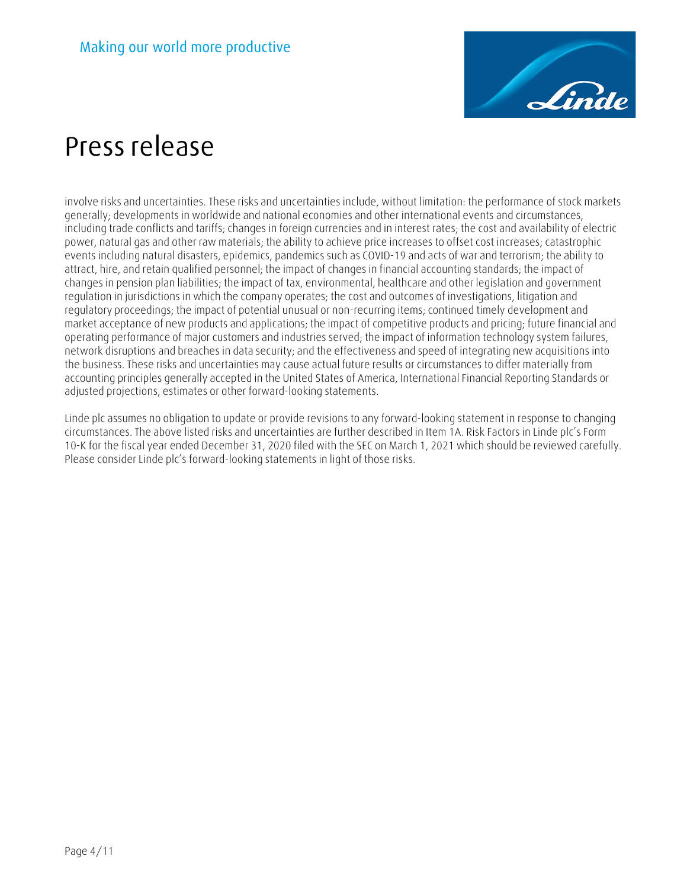involve risks and uncertainties. These risks and uncertainties include, without limitation: the performance of stock markets generally; developments in worldwide and national economies and other international events and circumstances, including trade conflicts and tariffs; changes in foreign currencies and in interest rates; the cost and availability of electric power, natural gas and other raw materials; the ability to achieve price increases to offset cost increases; catastrophic events including natural disasters, epidemics, pandemics such as COVID-19 and acts of war and terrorism; the ability to attract, hire, and retain qualified personnel; the impact of changes in financial accounting standards; the impact of changes in pension plan liabilities; the impact of tax, environmental, healthcare and other legislation and government regulation in jurisdictions in which the company operates; the cost and outcomes of investigations, litigation and regulatory proceedings; the impact of potential unusual or non-recurring items; continued timely development and market acceptance of new products and applications; the impact of competitive products and pricing; future financial and operating performance of major customers and industries served; the impact of information technology system failures, network disruptions and breaches in data security; and the effectiveness and speed of integrating new acquisitions into the business. These risks and uncertainties may cause actual future results or circumstances to differ materially from accounting principles generally accepted in the United States of America, International Financial Reporting Standards or adjusted projections, estimates or other forward-looking statements.

Linde plc assumes no obligation to update or provide revisions to any forward-looking statement in response to changing circumstances. The above listed risks and uncertainties are further described in Item 1A. Risk Factors in Linde plc's Form 10-K for the fiscal year ended December 31, 2020 filed with the SEC on March 1, 2021 which should be reviewed carefully. Please consider Linde plc's forward-looking statements in light of those risks.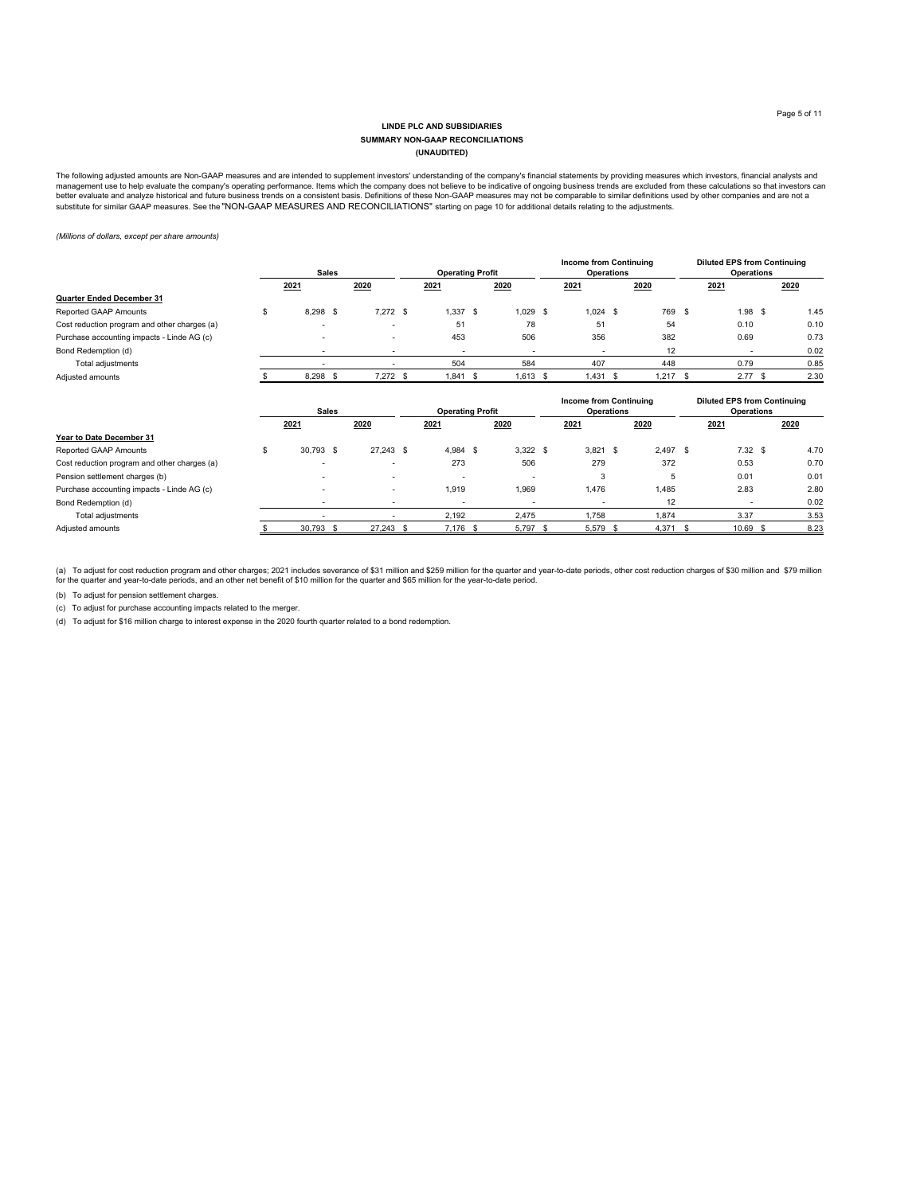**LINDE PLC AND SUBSIDIARIES**
**SUMMARY NON-GAAP RECONCILIATIONS**
**(UNAUDITED)**

The following adjusted amounts are Non-GAAP measures and are intended to supplement investors' understanding of the company's financial statements by providing measures which investors, financial analysts and management use to help evaluate the company's operating performance. Items which the company does not believe to be indicative of ongoing business trends are excluded from these calculations so that investors can better evaluate and analyze historical and future business trends on a consistent basis. Definitions of these Non-GAAP measures may not be comparable to similar definitions used by other companies and are not a substitute for similar GAAP measures. See the "NON-GAAP MEASURES AND RECONCILIATIONS" starting on page 10 for additional details relating to the adjustments.

*(Millions of dollars, except per share amounts)*

| | Sales | | Operating Profit | | Income from Continuing Operations | | Diluted EPS from Continuing Operations | |
|---|---|---|---|---|---|---|---|---|
| | 2021 | 2020 | 2021 | 2020 | 2021 | 2020 | 2021 | 2020 |
| **Quarter Ended December 31** | | | | | | | | |
| Reported GAAP Amounts | $ 8,298 | $ 7,272 | $ 1,337 | $ 1,029 | $ 1,024 | $ 769 | $ 1.98 | $ 1.45 |
| Cost reduction program and other charges (a) | - | - | 51 | 78 | 51 | 54 | 0.10 | 0.10 |
| Purchase accounting impacts - Linde AG (c) | - | - | 453 | 506 | 356 | 382 | 0.69 | 0.73 |
| Bond Redemption (d) | - | - | - | - | - | 12 | - | 0.02 |
| Total adjustments | - | - | 504 | 584 | 407 | 448 | 0.79 | 0.85 |
| Adjusted amounts | $ 8,298 | $ 7,272 | $ 1,841 | $ 1,613 | $ 1,431 | $ 1,217 | $ 2.77 | $ 2.30 |

| | Sales | | Operating Profit | | Income from Continuing Operations | | Diluted EPS from Continuing Operations | |
|---|---|---|---|---|---|---|---|---|
| | 2021 | 2020 | 2021 | 2020 | 2021 | 2020 | 2021 | 2020 |
| **Year to Date December 31** | | | | | | | | |
| Reported GAAP Amounts | $ 30,793 | $ 27,243 | $ 4,984 | $ 3,322 | $ 3,821 | $ 2,497 | $ 7.32 | $ 4.70 |
| Cost reduction program and other charges (a) | - | - | 273 | 506 | 279 | 372 | 0.53 | 0.70 |
| Pension settlement charges (b) | - | - | - | - | 3 | 5 | 0.01 | 0.01 |
| Purchase accounting impacts - Linde AG (c) | - | - | 1,919 | 1,969 | 1,476 | 1,485 | 2.83 | 2.80 |
| Bond Redemption (d) | - | - | - | - | - | 12 | - | 0.02 |
| Total adjustments | - | - | 2,192 | 2,475 | 1,758 | 1,874 | 3.37 | 3.53 |
| Adjusted amounts | $ 30,793 | $ 27,243 | $ 7,176 | $ 5,797 | $ 5,579 | $ 4,371 | $ 10.69 | $ 8.23 |

(a) To adjust for cost reduction program and other charges; 2021 includes severance of $31 million and $259 million for the quarter and year-to-date periods, other cost reduction charges of $30 million and $79 million for the quarter and year-to-date periods, and an other net benefit of $10 million for the quarter and $65 million for the year-to-date period.

(b) To adjust for pension settlement charges.

(c) To adjust for purchase accounting impacts related to the merger.

(d) To adjust for $16 million charge to interest expense in the 2020 fourth quarter related to a bond redemption.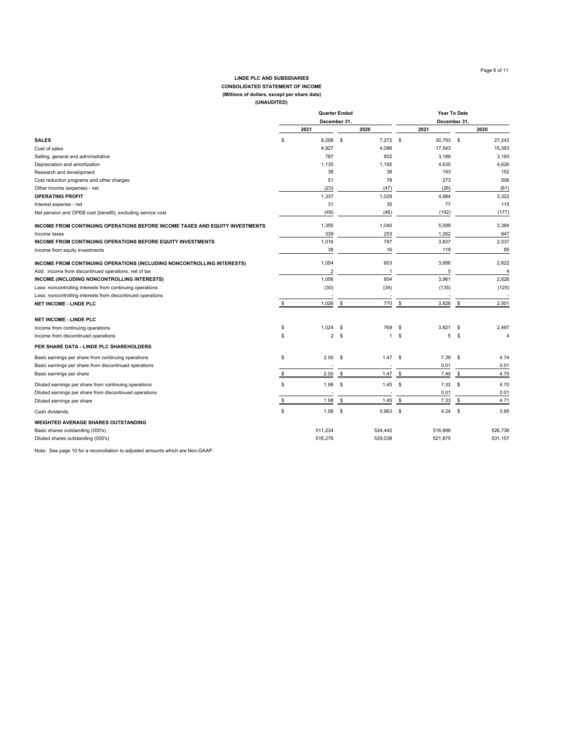**LINDE PLC AND SUBSIDIARIES**
**CONSOLIDATED STATEMENT OF INCOME**
**(Millions of dollars, except per share data)**
**(UNAUDITED)**

| | Quarter Ended December 31, | | Year To Date December 31, | |
|---|---|---|---|---|
| | 2021 | 2020 | 2021 | 2020 |
| **SALES** | $ 8,298 | $ 7,272 | $ 30,793 | $ 27,243 |
| Cost of sales | 4,927 | 4,086 | 17,543 | 15,383 |
| Selling, general and administrative | 787 | 802 | 3,189 | 3,193 |
| Depreciation and amortization | 1,135 | 1,192 | 4,635 | 4,626 |
| Research and development | 38 | 38 | 143 | 152 |
| Cost reduction programs and other charges | 51 | 78 | 273 | 506 |
| Other income (expense) - net | (23) | (47) | (26) | (61) |
| **OPERATING PROFIT** | 1,337 | 1,029 | 4,984 | 3,322 |
| Interest expense - net | 31 | 35 | 77 | 115 |
| Net pension and OPEB cost (benefit), excluding service cost | (49) | (46) | (192) | (177) |
| **INCOME FROM CONTINUING OPERATIONS BEFORE INCOME TAXES AND EQUITY INVESTMENTS** | 1,355 | 1,040 | 5,099 | 3,384 |
| Income taxes | 339 | 253 | 1,262 | 847 |
| **INCOME FROM CONTINUING OPERATIONS BEFORE EQUITY INVESTMENTS** | 1,016 | 787 | 3,837 | 2,537 |
| Income from equity investments | 38 | 16 | 119 | 85 |
| **INCOME FROM CONTINUING OPERATIONS (INCLUDING NONCONTROLLING INTERESTS)** | 1,054 | 803 | 3,956 | 2,622 |
| Add: income from discontinued operations, net of tax | 2 | 1 | 5 | 4 |
| **INCOME (INCLUDING NONCONTROLLING INTERESTS)** | 1,056 | 804 | 3,961 | 2,626 |
| Less: noncontrolling interests from continuing operations | (30) | (34) | (135) | (125) |
| Less: noncontrolling interests from discontinued operations | - | - | - | - |
| **NET INCOME - LINDE PLC** | $ 1,026 | $ 770 | $ 3,826 | $ 2,501 |
| **NET INCOME - LINDE PLC** | | | | |
| Income from continuing operations | $ 1,024 | $ 769 | $ 3,821 | $ 2,497 |
| Income from discontinued operations | $ 2 | $ 1 | $ 5 | $ 4 |
| **PER SHARE DATA - LINDE PLC SHAREHOLDERS** | | | | |
| Basic earnings per share from continuing operations | $ 2.00 | $ 1.47 | $ 7.39 | $ 4.74 |
| Basic earnings per share from discontinued operations | - | - | 0.01 | 0.01 |
| Basic earnings per share | $ 2.00 | $ 1.47 | $ 7.40 | $ 4.75 |
| Diluted earnings per share from continuing operations | $ 1.98 | $ 1.45 | $ 7.32 | $ 4.70 |
| Diluted earnings per share from discontinued operations | - | - | 0.01 | 0.01 |
| Diluted earnings per share | $ 1.98 | $ 1.45 | $ 7.33 | $ 4.71 |
| Cash dividends | $ 1.06 | $ 0.963 | $ 4.24 | $ 3.85 |
| **WEIGHTED AVERAGE SHARES OUTSTANDING** | | | | |
| Basic shares outstanding (000's) | 511,234 | 524,442 | 516,896 | 526,736 |
| Diluted shares outstanding (000's) | 516,276 | 529,038 | 521,875 | 531,157 |

Note: See page 10 for a reconciliation to adjusted amounts which are Non-GAAP.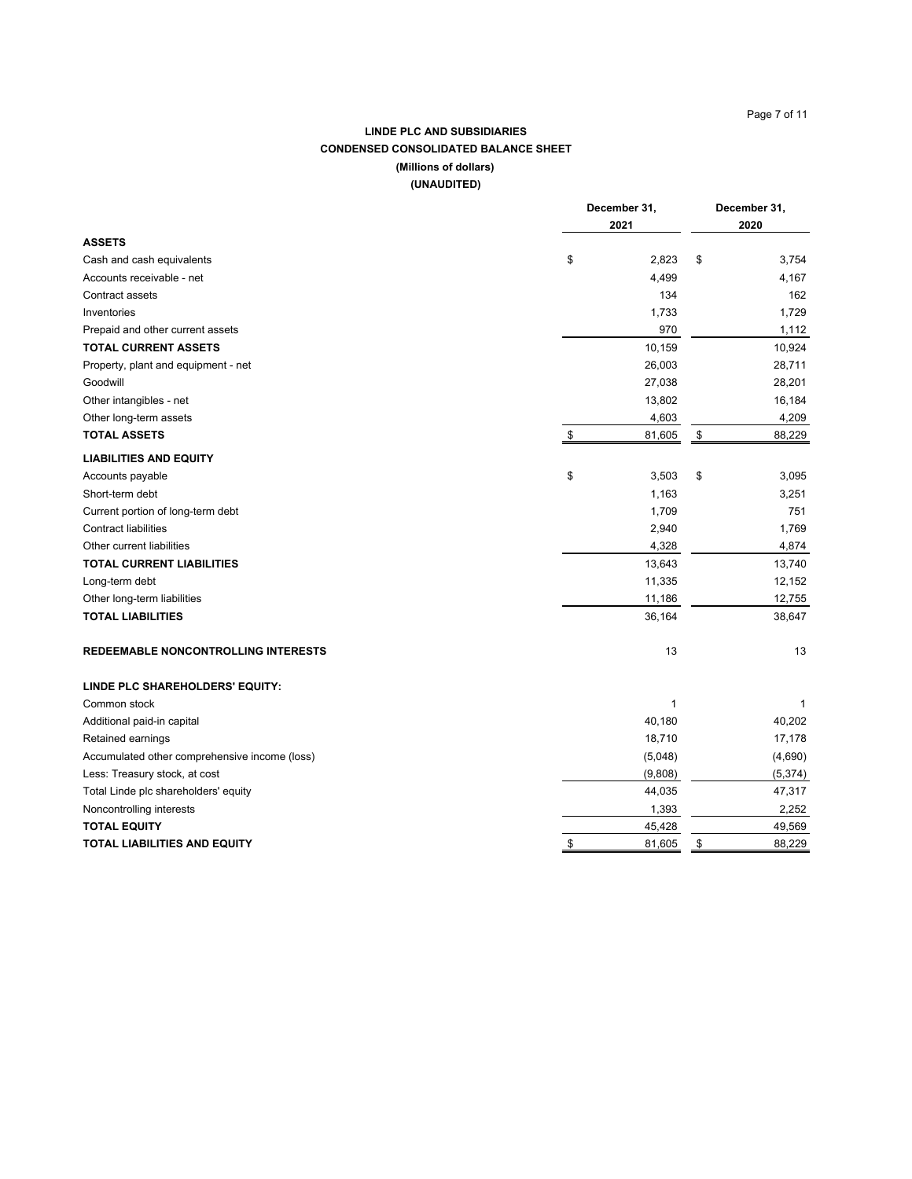**LINDE PLC AND SUBSIDIARIES**

**CONDENSED CONSOLIDATED BALANCE SHEET**

**(Millions of dollars)**

**(UNAUDITED)**

| | December 31, 2021 | December 31, 2020 |
|---|---|---|
| **ASSETS** | | |
| Cash and cash equivalents | $ 2,823 | $ 3,754 |
| Accounts receivable - net | 4,499 | 4,167 |
| Contract assets | 134 | 162 |
| Inventories | 1,733 | 1,729 |
| Prepaid and other current assets | 970 | 1,112 |
| **TOTAL CURRENT ASSETS** | 10,159 | 10,924 |
| Property, plant and equipment - net | 26,003 | 28,711 |
| Goodwill | 27,038 | 28,201 |
| Other intangibles - net | 13,802 | 16,184 |
| Other long-term assets | 4,603 | 4,209 |
| **TOTAL ASSETS** | $ 81,605 | $ 88,229 |
| **LIABILITIES AND EQUITY** | | |
| Accounts payable | $ 3,503 | $ 3,095 |
| Short-term debt | 1,163 | 3,251 |
| Current portion of long-term debt | 1,709 | 751 |
| Contract liabilities | 2,940 | 1,769 |
| Other current liabilities | 4,328 | 4,874 |
| **TOTAL CURRENT LIABILITIES** | 13,643 | 13,740 |
| Long-term debt | 11,335 | 12,152 |
| Other long-term liabilities | 11,186 | 12,755 |
| **TOTAL LIABILITIES** | 36,164 | 38,647 |
| **REDEEMABLE NONCONTROLLING INTERESTS** | 13 | 13 |
| **LINDE PLC SHAREHOLDERS' EQUITY:** | | |
| Common stock | 1 | 1 |
| Additional paid-in capital | 40,180 | 40,202 |
| Retained earnings | 18,710 | 17,178 |
| Accumulated other comprehensive income (loss) | (5,048) | (4,690) |
| Less: Treasury stock, at cost | (9,808) | (5,374) |
| Total Linde plc shareholders' equity | 44,035 | 47,317 |
| Noncontrolling interests | 1,393 | 2,252 |
| **TOTAL EQUITY** | 45,428 | 49,569 |
| **TOTAL LIABILITIES AND EQUITY** | $ 81,605 | $ 88,229 |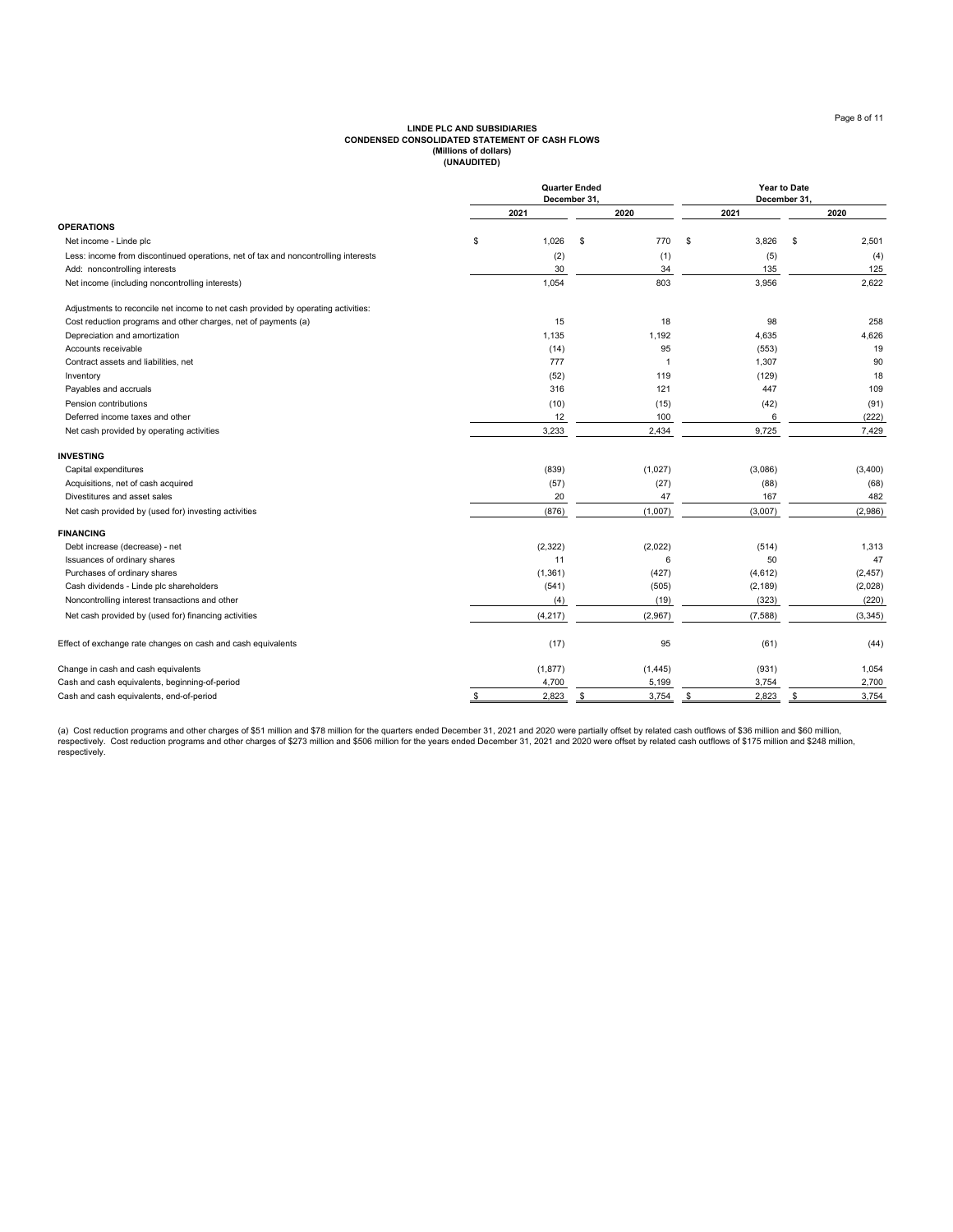**LINDE PLC AND SUBSIDIARIES**
**CONDENSED CONSOLIDATED STATEMENT OF CASH FLOWS**
**(Millions of dollars)**
**(UNAUDITED)**

| | Quarter Ended December 31, | | Year to Date December 31, | |
|---|---|---|---|---|
| | 2021 | 2020 | 2021 | 2020 |
| **OPERATIONS** | | | | |
| Net income - Linde plc | $ 1,026 | $ 770 | $ 3,826 | $ 2,501 |
| Less: income from discontinued operations, net of tax and noncontrolling interests | (2) | (1) | (5) | (4) |
| Add: noncontrolling interests | 30 | 34 | 135 | 125 |
| Net income (including noncontrolling interests) | 1,054 | 803 | 3,956 | 2,622 |
| Adjustments to reconcile net income to net cash provided by operating activities: | | | | |
| Cost reduction programs and other charges, net of payments (a) | 15 | 18 | 98 | 258 |
| Depreciation and amortization | 1,135 | 1,192 | 4,635 | 4,626 |
| Accounts receivable | (14) | 95 | (553) | 19 |
| Contract assets and liabilities, net | 777 | 1 | 1,307 | 90 |
| Inventory | (52) | 119 | (129) | 18 |
| Payables and accruals | 316 | 121 | 447 | 109 |
| Pension contributions | (10) | (15) | (42) | (91) |
| Deferred income taxes and other | 12 | 100 | 6 | (222) |
| Net cash provided by operating activities | 3,233 | 2,434 | 9,725 | 7,429 |
| **INVESTING** | | | | |
| Capital expenditures | (839) | (1,027) | (3,086) | (3,400) |
| Acquisitions, net of cash acquired | (57) | (27) | (88) | (68) |
| Divestitures and asset sales | 20 | 47 | 167 | 482 |
| Net cash provided by (used for) investing activities | (876) | (1,007) | (3,007) | (2,986) |
| **FINANCING** | | | | |
| Debt increase (decrease) - net | (2,322) | (2,022) | (514) | 1,313 |
| Issuances of ordinary shares | 11 | 6 | 50 | 47 |
| Purchases of ordinary shares | (1,361) | (427) | (4,612) | (2,457) |
| Cash dividends - Linde plc shareholders | (541) | (505) | (2,189) | (2,028) |
| Noncontrolling interest transactions and other | (4) | (19) | (323) | (220) |
| Net cash provided by (used for) financing activities | (4,217) | (2,967) | (7,588) | (3,345) |
| Effect of exchange rate changes on cash and cash equivalents | (17) | 95 | (61) | (44) |
| Change in cash and cash equivalents | (1,877) | (1,445) | (931) | 1,054 |
| Cash and cash equivalents, beginning-of-period | 4,700 | 5,199 | 3,754 | 2,700 |
| Cash and cash equivalents, end-of-period | $ 2,823 | $ 3,754 | $ 2,823 | $ 3,754 |

(a) Cost reduction programs and other charges of $51 million and $78 million for the quarters ended December 31, 2021 and 2020 were partially offset by related cash outflows of $36 million and $60 million, respectively. Cost reduction programs and other charges of $273 million and $506 million for the years ended December 31, 2021 and 2020 were offset by related cash outflows of $175 million and $248 million, respectively.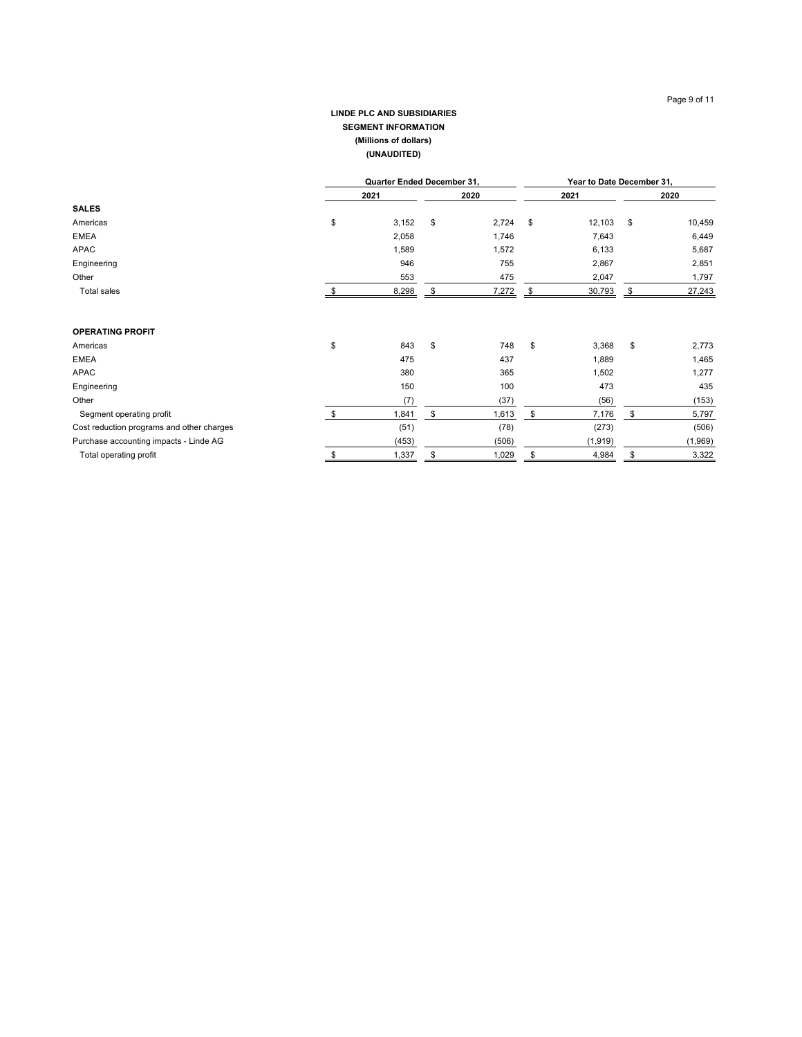**LINDE PLC AND SUBSIDIARIES**
**SEGMENT INFORMATION**
**(Millions of dollars)**
**(UNAUDITED)**

| | Quarter Ended December 31, | | Year to Date December 31, | |
|---|---|---|---|---|
| | 2021 | 2020 | 2021 | 2020 |
| **SALES** | | | | |
| Americas | $ 3,152 | $ 2,724 | $ 12,103 | $ 10,459 |
| EMEA | 2,058 | 1,746 | 7,643 | 6,449 |
| APAC | 1,589 | 1,572 | 6,133 | 5,687 |
| Engineering | 946 | 755 | 2,867 | 2,851 |
| Other | 553 | 475 | 2,047 | 1,797 |
| Total sales | $ 8,298 | $ 7,272 | $ 30,793 | $ 27,243 |
| | | | | |
| **OPERATING PROFIT** | | | | |
| Americas | $ 843 | $ 748 | $ 3,368 | $ 2,773 |
| EMEA | 475 | 437 | 1,889 | 1,465 |
| APAC | 380 | 365 | 1,502 | 1,277 |
| Engineering | 150 | 100 | 473 | 435 |
| Other | (7) | (37) | (56) | (153) |
| Segment operating profit | $ 1,841 | $ 1,613 | $ 7,176 | $ 5,797 |
| Cost reduction programs and other charges | (51) | (78) | (273) | (506) |
| Purchase accounting impacts - Linde AG | (453) | (506) | (1,919) | (1,969) |
| Total operating profit | $ 1,337 | $ 1,029 | $ 4,984 | $ 3,322 |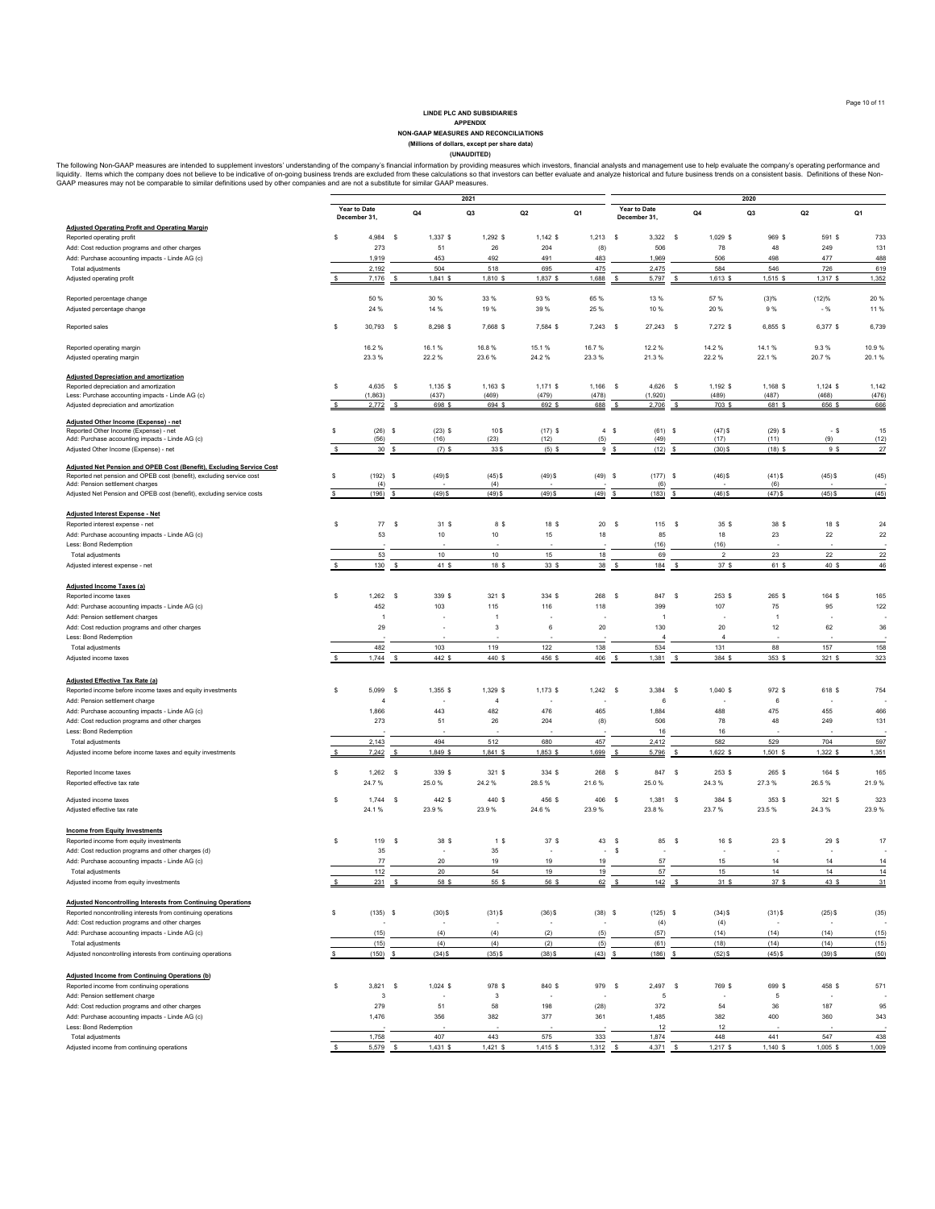**LINDE PLC AND SUBSIDIARIES**
**APPENDIX**
**NON-GAAP MEASURES AND RECONCILIATIONS**
**(Millions of dollars, except per share data)**
**(UNAUDITED)**

The following Non-GAAP measures are intended to supplement investors' understanding of the company's financial information by providing measures which investors, financial analysts and management use to help evaluate the company's operating performance and liquidity. Items which the company does not believe to be indicative of on-going business trends are excluded from these calculations so that investors can better evaluate and analyze historical and future business trends on a consistent basis. Definitions of these Non-GAAP measures may not be comparable to similar definitions used by other companies and are not a substitute for similar GAAP measures.

| | 2021 | | | | | 2020 | | | | |
|---|---|---|---|---|---|---|---|---|---|---|
| | Year to Date December 31, | Q4 | Q3 | Q2 | Q1 | Year to Date December 31, | Q4 | Q3 | Q2 | Q1 |
| **Adjusted Operating Profit and Operating Margin** | | | | | | | | | | |
| Reported operating profit | $ 4,984 | $ 1,337 | $ 1,292 | $ 1,142 | $ 1,213 | $ 3,322 | $ 1,029 | $ 969 | $ 591 | $ 733 |
| Add: Cost reduction programs and other charges | 273 | 51 | 26 | 204 | (8) | 506 | 78 | 48 | 249 | 131 |
| Add: Purchase accounting impacts - Linde AG (c) | 1,919 | 453 | 492 | 491 | 483 | 1,969 | 506 | 498 | 477 | 488 |
| Total adjustments | 2,192 | 504 | 518 | 695 | 475 | 2,475 | 584 | 546 | 726 | 619 |
| Adjusted operating profit | $ 7,176 | $ 1,841 | $ 1,810 | $ 1,837 | $ 1,688 | $ 5,797 | $ 1,613 | $ 1,515 | $ 1,317 | $ 1,352 |
| | | | | | | | | | | |
| Reported percentage change | 50 % | 30 % | 33 % | 93 % | 65 % | 13 % | 57 % | (3)% | (12)% | 20 % |
| Adjusted percentage change | 24 % | 14 % | 19 % | 39 % | 25 % | 10 % | 20 % | 9 % | - % | 11 % |
| | | | | | | | | | | |
| Reported sales | $ 30,793 | $ 8,298 | $ 7,668 | $ 7,584 | $ 7,243 | $ 27,243 | $ 7,272 | $ 6,855 | $ 6,377 | $ 6,739 |
| | | | | | | | | | | |
| Reported operating margin | 16.2 % | 16.1 % | 16.8 % | 15.1 % | 16.7 % | 12.2 % | 14.2 % | 14.1 % | 9.3 % | 10.9 % |
| Adjusted operating margin | 23.3 % | 22.2 % | 23.6 % | 24.2 % | 23.3 % | 21.3 % | 22.2 % | 22.1 % | 20.7 % | 20.1 % |
| | | | | | | | | | | |
| **Adjusted Depreciation and amortization** | | | | | | | | | | |
| Reported depreciation and amortization | $ 4,635 | $ 1,135 | $ 1,163 | $ 1,171 | $ 1,166 | $ 4,626 | $ 1,192 | $ 1,168 | $ 1,124 | $ 1,142 |
| Less: Purchase accounting impacts - Linde AG (c) | (1,863) | (437) | (469) | (479) | (478) | (1,920) | (489) | (487) | (468) | (476) |
| Adjusted depreciation and amortization | $ 2,772 | $ 698 | $ 694 | $ 692 | $ 688 | $ 2,706 | $ 703 | $ 681 | $ 656 | $ 666 |
| | | | | | | | | | | |
| **Adjusted Other Income (Expense) - net** | | | | | | | | | | |
| Reported Other Income (Expense) - net | $ (26) | $ (23) | $ 10 | $ (17) | $ 4 | $ (61) | $ (47) | $ (29) | $ - | $ 15 |
| Add: Purchase accounting impacts - Linde AG (c) | (56) | (16) | (23) | (12) | (5) | (49) | (17) | (11) | (9) | (12) |
| Adjusted Other Income (Expense) - net | $ 30 | $ (7) | $ 33 | $ (5) | $ 9 | $ (12) | $ (30) | $ (18) | $ 9 | $ 27 |
| | | | | | | | | | | |
| **Adjusted Net Pension and OPEB Cost (Benefit), Excluding Service Cost** | | | | | | | | | | |
| Reported net pension and OPEB cost (benefit), excluding service cost | $ (192) | $ (49) | $ (45) | $ (49) | $ (49) | $ (177) | $ (46) | $ (41) | $ (45) | $ (45) |
| Add: Pension settlement charges | (4) | - | (4) | - | - | (6) | - | (6) | - | - |
| Adjusted Net Pension and OPEB cost (benefit), excluding service costs | $ (196) | $ (49) | $ (49) | $ (49) | $ (49) | $ (183) | $ (46) | $ (47) | $ (45) | $ (45) |
| | | | | | | | | | | |
| **Adjusted Interest Expense - Net** | | | | | | | | | | |
| Reported interest expense - net | $ 77 | $ 31 | $ 8 | $ 18 | $ 20 | $ 115 | $ 35 | $ 38 | $ 18 | $ 24 |
| Add: Purchase accounting impacts - Linde AG (c) | 53 | 10 | 10 | 15 | 18 | 85 | 18 | 23 | 22 | 22 |
| Less: Bond Redemption | - | - | - | - | - | (16) | (16) | - | - | - |
| Total adjustments | 53 | 10 | 10 | 15 | 18 | 69 | 2 | 23 | 22 | 22 |
| Adjusted interest expense - net | $ 130 | $ 41 | $ 18 | $ 33 | $ 38 | $ 184 | $ 37 | $ 61 | $ 40 | $ 46 |
| | | | | | | | | | | |
| **Adjusted Income Taxes (a)** | | | | | | | | | | |
| Reported income taxes | $ 1,262 | $ 339 | $ 321 | $ 334 | $ 268 | $ 847 | $ 253 | $ 265 | $ 164 | $ 165 |
| Add: Purchase accounting impacts - Linde AG (c) | 452 | 103 | 115 | 116 | 118 | 399 | 107 | 75 | 95 | 122 |
| Add: Pension settlement charges | 1 | - | 1 | - | - | 1 | - | 1 | - | - |
| Add: Cost reduction programs and other charges | 29 | - | 3 | 6 | 20 | 130 | 20 | 12 | 62 | 36 |
| Less: Bond Redemption | - | - | - | - | - | 4 | 4 | - | - | - |
| Total adjustments | 482 | 103 | 119 | 122 | 138 | 534 | 131 | 88 | 157 | 158 |
| Adjusted income taxes | $ 1,744 | $ 442 | $ 440 | $ 456 | $ 406 | $ 1,381 | $ 384 | $ 353 | $ 321 | $ 323 |
| | | | | | | | | | | |
| **Adjusted Effective Tax Rate (a)** | | | | | | | | | | |
| Reported income before income taxes and equity investments | $ 5,099 | $ 1,355 | $ 1,329 | $ 1,173 | $ 1,242 | $ 3,384 | $ 1,040 | $ 972 | $ 618 | $ 754 |
| Add: Pension settlement charge | 4 | - | 4 | - | - | 6 | - | 6 | - | - |
| Add: Purchase accounting impacts - Linde AG (c) | 1,866 | 443 | 482 | 476 | 465 | 1,884 | 488 | 475 | 455 | 466 |
| Add: Cost reduction programs and other charges | 273 | 51 | 26 | 204 | (8) | 506 | 78 | 48 | 249 | 131 |
| Less: Bond Redemption | - | - | - | - | - | 16 | 16 | - | - | - |
| Total adjustments | 2,143 | 494 | 512 | 680 | 457 | 2,412 | 582 | 529 | 704 | 597 |
| Adjusted income before income taxes and equity investments | $ 7,242 | $ 1,849 | $ 1,841 | $ 1,853 | $ 1,699 | $ 5,796 | $ 1,622 | $ 1,501 | $ 1,322 | $ 1,351 |
| | | | | | | | | | | |
| Reported Income taxes | $ 1,262 | $ 339 | $ 321 | $ 334 | $ 268 | $ 847 | $ 253 | $ 265 | $ 164 | $ 165 |
| Reported effective tax rate | 24.7 % | 25.0 % | 24.2 % | 28.5 % | 21.6 % | 25.0 % | 24.3 % | 27.3 % | 26.5 % | 21.9 % |
| | | | | | | | | | | |
| Adjusted income taxes | $ 1,744 | $ 442 | $ 440 | $ 456 | $ 406 | $ 1,381 | $ 384 | $ 353 | $ 321 | $ 323 |
| Adjusted effective tax rate | 24.1 % | 23.9 % | 23.9 % | 24.6 % | 23.9 % | 23.8 % | 23.7 % | 23.5 % | 24.3 % | 23.9 % |
| | | | | | | | | | | |
| **Income from Equity Investments** | | | | | | | | | | |
| Reported income from equity investments | $ 119 | $ 38 | $ 1 | $ 37 | $ 43 | $ 85 | $ 16 | $ 23 | $ 29 | $ 17 |
| Add: Cost reduction programs and other charges (d) | 35 | - | 35 | - | - | $ - | - | - | - | - |
| Add: Purchase accounting impacts - Linde AG (c) | 77 | 20 | 19 | 19 | 19 | 57 | 15 | 14 | 14 | 14 |
| Total adjustments | 112 | 20 | 54 | 19 | 19 | 57 | 15 | 14 | 14 | 14 |
| Adjusted income from equity investments | $ 231 | $ 58 | $ 55 | $ 56 | $ 62 | $ 142 | $ 31 | $ 37 | $ 43 | $ 31 |
| | | | | | | | | | | |
| **Adjusted Noncontrolling Interests from Continuing Operations** | | | | | | | | | | |
| Reported noncontrolling interests from continuing operations | $ (135) | $ (30) | $ (31) | $ (36) | $ (38) | $ (125) | $ (34) | $ (31) | $ (25) | $ (35) |
| Add: Cost reduction programs and other charges | - | - | - | - | - | (4) | (4) | - | - | - |
| Add: Purchase accounting impacts - Linde AG (c) | (15) | (4) | (4) | (2) | (5) | (57) | (14) | (14) | (14) | (15) |
| Total adjustments | (15) | (4) | (4) | (2) | (5) | (61) | (18) | (14) | (14) | (15) |
| Adjusted noncontrolling interests from continuing operations | $ (150) | $ (34) | $ (35) | $ (38) | $ (43) | $ (186) | $ (52) | $ (45) | $ (39) | $ (50) |
| | | | | | | | | | | |
| **Adjusted Income from Continuing Operations (b)** | | | | | | | | | | |
| Reported income from continuing operations | $ 3,821 | $ 1,024 | $ 978 | $ 840 | $ 979 | $ 2,497 | $ 769 | $ 699 | $ 458 | $ 571 |
| Add: Pension settlement charge | 3 | - | 3 | - | - | 5 | - | 5 | - | - |
| Add: Cost reduction programs and other charges | 279 | 51 | 58 | 198 | (28) | 372 | 54 | 36 | 187 | 95 |
| Add: Purchase accounting impacts - Linde AG (c) | 1,476 | 356 | 382 | 377 | 361 | 1,485 | 382 | 400 | 360 | 343 |
| Less: Bond Redemption | - | - | - | - | - | 12 | 12 | - | - | - |
| Total adjustments | 1,758 | 407 | 443 | 575 | 333 | 1,874 | 448 | 441 | 547 | 438 |
| Adjusted income from continuing operations | $ 5,579 | $ 1,431 | $ 1,421 | $ 1,415 | $ 1,312 | $ 4,371 | $ 1,217 | $ 1,140 | $ 1,005 | $ 1,009 |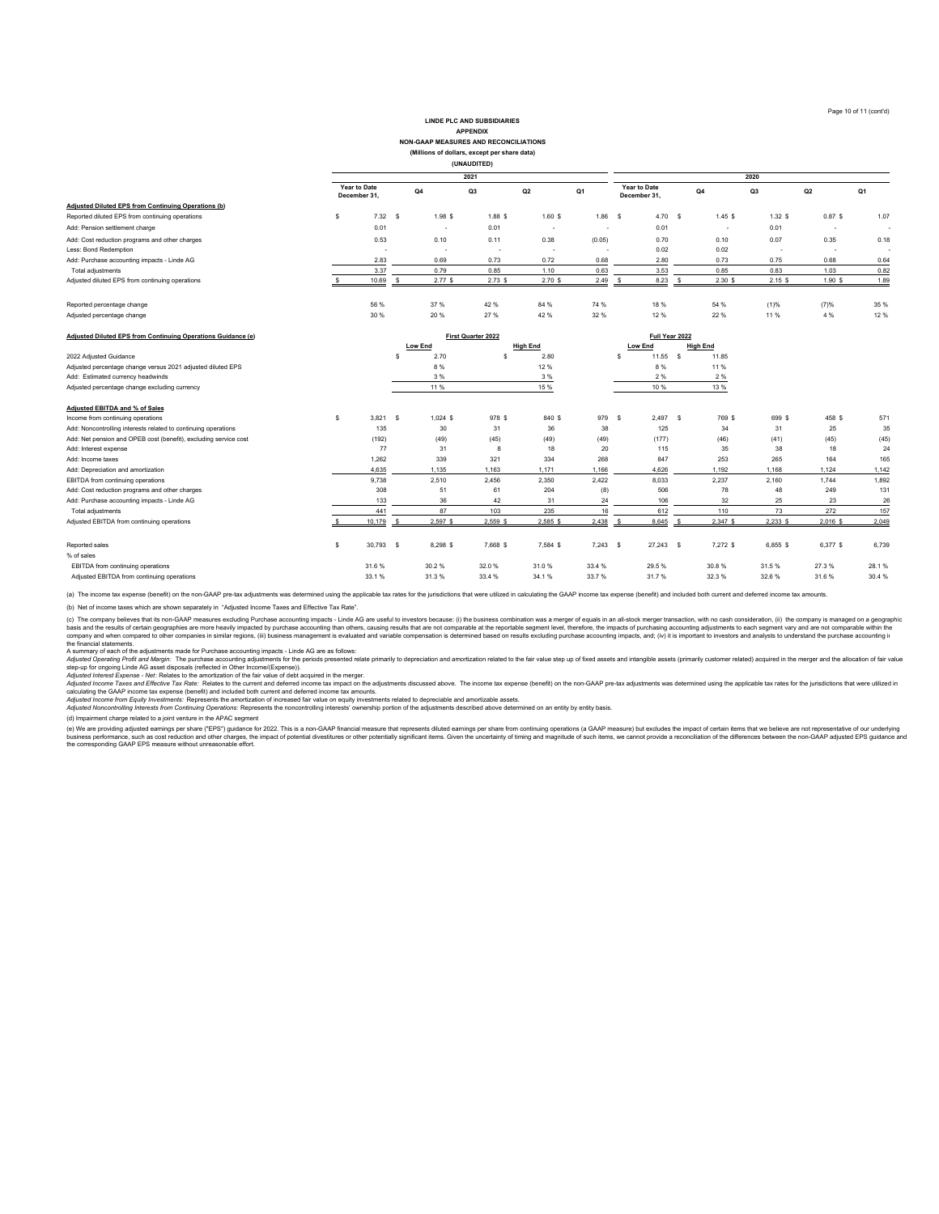**LINDE PLC AND SUBSIDIARIES**
**APPENDIX**
**NON-GAAP MEASURES AND RECONCILIATIONS**
**(Millions of dollars, except per share data)**
**(UNAUDITED)**

| | 2021 | | | | | 2020 | | | | |
|---|---|---|---|---|---|---|---|---|---|---|
| | Year to Date December 31, | Q4 | Q3 | Q2 | Q1 | Year to Date December 31, | Q4 | Q3 | Q2 | Q1 |
| **Adjusted Diluted EPS from Continuing Operations (b)** | | | | | | | | | | |
| Reported diluted EPS from continuing operations | $ 7.32 | $ 1.98 | $ 1.88 | $ 1.60 | $ 1.86 | $ 4.70 | $ 1.45 | $ 1.32 | $ 0.87 | $ 1.07 |
| Add: Pension settlement charge | 0.01 | - | 0.01 | - | - | 0.01 | - | 0.01 | - | - |
| Add: Cost reduction programs and other charges | 0.53 | 0.10 | 0.11 | 0.38 | (0.05) | 0.70 | 0.10 | 0.07 | 0.35 | 0.18 |
| Less: Bond Redemption | - | - | - | - | - | 0.02 | 0.02 | - | - | - |
| Add: Purchase accounting impacts - Linde AG | 2.83 | 0.69 | 0.73 | 0.72 | 0.68 | 2.80 | 0.73 | 0.75 | 0.68 | 0.64 |
| Total adjustments | 3.37 | 0.79 | 0.85 | 1.10 | 0.63 | 3.53 | 0.85 | 0.83 | 1.03 | 0.82 |
| Adjusted diluted EPS from continuing operations | $ 10.69 | $ 2.77 | $ 2.73 | $ 2.70 | $ 2.49 | $ 8.23 | $ 2.30 | $ 2.15 | $ 1.90 | $ 1.89 |
| | | | | | | | | | | |
| Reported percentage change | 56 % | 37 % | 42 % | 84 % | 74 % | 18 % | 54 % | (1)% | (7)% | 35 % |
| Adjusted percentage change | 30 % | 20 % | 27 % | 42 % | 32 % | 12 % | 22 % | 11 % | 4 % | 12 % |

| **Adjusted Diluted EPS from Continuing Operations Guidance (e)** | First Quarter 2022 | | Full Year 2022 | |
|---|---|---|---|---|
| | Low End | High End | Low End | High End |
| 2022 Adjusted Guidance | $ 2.70 | $ 2.80 | $ 11.55 | $ 11.85 |
| Adjusted percentage change versus 2021 adjusted diluted EPS | 8 % | 12 % | 8 % | 11 % |
| Add: Estimated currency headwinds | 3 % | 3 % | 2 % | 2 % |
| Adjusted percentage change excluding currency | 11 % | 15 % | 10 % | 13 % |

| | 2021 | | | | | 2020 | | | | |
|---|---|---|---|---|---|---|---|---|---|---|
| | Year to Date December 31, | Q4 | Q3 | Q2 | Q1 | Year to Date December 31, | Q4 | Q3 | Q2 | Q1 |
| **Adjusted EBITDA and % of Sales** | | | | | | | | | | |
| Income from continuing operations | $ 3,821 | $ 1,024 | $ 978 | $ 840 | $ 979 | $ 2,497 | $ 769 | $ 699 | $ 458 | $ 571 |
| Add: Noncontrolling interests related to continuing operations | 135 | 30 | 31 | 36 | 38 | 125 | 34 | 31 | 25 | 35 |
| Add: Net pension and OPEB cost (benefit), excluding service cost | (192) | (49) | (45) | (49) | (49) | (177) | (46) | (41) | (45) | (45) |
| Add: Interest expense | 77 | 31 | 8 | 18 | 20 | 115 | 35 | 38 | 18 | 24 |
| Add: Income taxes | 1,262 | 339 | 321 | 334 | 268 | 847 | 253 | 265 | 164 | 165 |
| Add: Depreciation and amortization | 4,635 | 1,135 | 1,163 | 1,171 | 1,166 | 4,626 | 1,192 | 1,168 | 1,124 | 1,142 |
| EBITDA from continuing operations | 9,738 | 2,510 | 2,456 | 2,350 | 2,422 | 8,033 | 2,237 | 2,160 | 1,744 | 1,892 |
| Add: Cost reduction programs and other charges | 308 | 51 | 61 | 204 | (8) | 506 | 78 | 48 | 249 | 131 |
| Add: Purchase accounting impacts - Linde AG | 133 | 36 | 42 | 31 | 24 | 106 | 32 | 25 | 23 | 26 |
| Total adjustments | 441 | 87 | 103 | 235 | 16 | 612 | 110 | 73 | 272 | 157 |
| Adjusted EBITDA from continuing operations | $ 10,179 | $ 2,597 | $ 2,559 | $ 2,585 | $ 2,438 | $ 8,645 | $ 2,347 | $ 2,233 | $ 2,016 | $ 2,049 |
| | | | | | | | | | | |
| Reported sales | $ 30,793 | $ 8,298 | $ 7,668 | $ 7,584 | $ 7,243 | $ 27,243 | $ 7,272 | $ 6,855 | $ 6,377 | $ 6,739 |
| % of sales | | | | | | | | | | |
| EBITDA from continuing operations | 31.6 % | 30.2 % | 32.0 % | 31.0 % | 33.4 % | 29.5 % | 30.8 % | 31.5 % | 27.3 % | 28.1 % |
| Adjusted EBITDA from continuing operations | 33.1 % | 31.3 % | 33.4 % | 34.1 % | 33.7 % | 31.7 % | 32.3 % | 32.6 % | 31.6 % | 30.4 % |

(a) The income tax expense (benefit) on the non-GAAP pre-tax adjustments was determined using the applicable tax rates for the jurisdictions that were utilized in calculating the GAAP income tax expense (benefit) and included both current and deferred income tax amounts.

(b) Net of income taxes which are shown separately in "Adjusted Income Taxes and Effective Tax Rate".

(c) The company believes that its non-GAAP measures excluding Purchase accounting impacts - Linde AG are useful to investors because: (i) the business combination was a merger of equals in an all-stock merger transaction, with no cash consideration, (ii) the company is managed on a geographic basis and the results of certain geographies are more heavily impacted by purchase accounting than others, causing results that are not comparable at the reportable segment level, therefore, the impacts of purchasing accounting adjustments to each segment vary and are not comparable within the company and when compared to other companies in similar regions, (iii) business management is evaluated and variable compensation is determined based on results excluding purchase accounting impacts, and; (iv) it is important to investors and analysts to understand the purchase accounting in the financial statements.
A summary of each of the adjustments made for Purchase accounting impacts - Linde AG are as follows:
*Adjusted Operating Profit and Margin:* The purchase accounting adjustments for the periods presented relate primarily to depreciation and amortization related to the fair value step up of fixed assets and intangible assets (primarily customer related) acquired in the merger and the allocation of fair value step-up for ongoing Linde AG asset disposals (reflected in Other Income/(Expense)).
*Adjusted Interest Expense - Net:* Relates to the amortization of the fair value of debt acquired in the merger.
*Adjusted Income Taxes and Effective Tax Rate:* Relates to the current and deferred income tax impact on the adjustments discussed above. The income tax expense (benefit) on the non-GAAP pre-tax adjustments was determined using the applicable tax rates for the jurisdictions that were utilized in calculating the GAAP income tax expense (benefit) and included both current and deferred income tax amounts.
*Adjusted Income from Equity Investments:* Represents the amortization of increased fair value on equity investments related to depreciable and amortizable assets.
*Adjusted Noncontrolling Interests from Continuing Operations:* Represents the noncontrolling interests' ownership portion of the adjustments described above determined on an entity by entity basis.

(d) Impairment charge related to a joint venture in the APAC segment

(e) We are providing adjusted earnings per share ("EPS") guidance for 2022. This is a non-GAAP financial measure that represents diluted earnings per share from continuing operations (a GAAP measure) but excludes the impact of certain items that we believe are not representative of our underlying business performance, such as cost reduction and other charges, the impact of potential divestitures or other potentially significant items. Given the uncertainty of timing and magnitude of such items, we cannot provide a reconciliation of the differences between the non-GAAP adjusted EPS guidance and the corresponding GAAP EPS measure without unreasonable effort.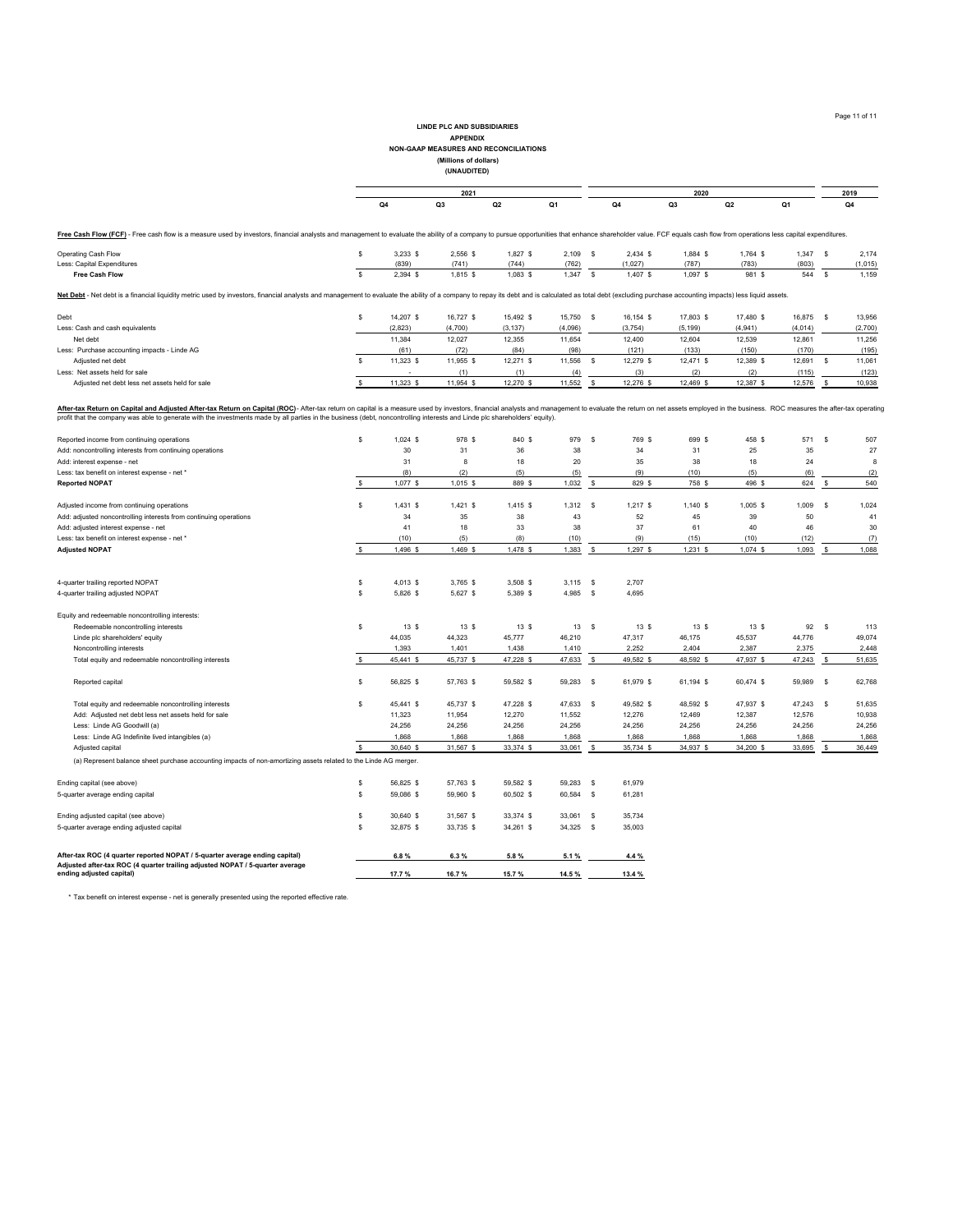**LINDE PLC AND SUBSIDIARIES**
**APPENDIX**
**NON-GAAP MEASURES AND RECONCILIATIONS**
**(Millions of dollars)**
**(UNAUDITED)**

**Free Cash Flow (FCF)** - Free cash flow is a measure used by investors, financial analysts and management to evaluate the ability of a company to pursue opportunities that enhance shareholder value. FCF equals cash flow from operations less capital expenditures.

| | 2021 Q4 | 2021 Q3 | 2021 Q2 | 2021 Q1 | 2020 Q4 | 2020 Q3 | 2020 Q2 | 2020 Q1 | 2019 Q4 |
|---|---|---|---|---|---|---|---|---|---|
| Operating Cash Flow | $ 3,233 | $ 2,556 | $ 1,827 | $ 2,109 | $ 2,434 | $ 1,884 | $ 1,764 | $ 1,347 | $ 2,174 |
| Less: Capital Expenditures | (839) | (741) | (744) | (762) | (1,027) | (787) | (783) | (803) | (1,015) |
| **Free Cash Flow** | $ 2,394 | $ 1,815 | $ 1,083 | $ 1,347 | $ 1,407 | $ 1,097 | $ 981 | $ 544 | $ 1,159 |

**Net Debt** - Net debt is a financial liquidity metric used by investors, financial analysts and management to evaluate the ability of a company to repay its debt and is calculated as total debt (excluding purchase accounting impacts) less liquid assets.

| | 2021 Q4 | 2021 Q3 | 2021 Q2 | 2021 Q1 | 2020 Q4 | 2020 Q3 | 2020 Q2 | 2020 Q1 | 2019 Q4 |
|---|---|---|---|---|---|---|---|---|---|
| Debt | $ 14,207 | $ 16,727 | $ 15,492 | $ 15,750 | $ 16,154 | $ 17,803 | $ 17,480 | $ 16,875 | $ 13,956 |
| Less: Cash and cash equivalents | (2,823) | (4,700) | (3,137) | (4,096) | (3,754) | (5,199) | (4,941) | (4,014) | (2,700) |
| Net debt | 11,384 | 12,027 | 12,355 | 11,654 | 12,400 | 12,604 | 12,539 | 12,861 | 11,256 |
| Less: Purchase accounting impacts - Linde AG | (61) | (72) | (84) | (98) | (121) | (133) | (150) | (170) | (195) |
| Adjusted net debt | $ 11,323 | $ 11,955 | $ 12,271 | $ 11,556 | $ 12,279 | $ 12,471 | $ 12,389 | $ 12,691 | $ 11,061 |
| Less: Net assets held for sale | - | (1) | (1) | (4) | (3) | (2) | (2) | (115) | (123) |
| Adjusted net debt less net assets held for sale | $ 11,323 | $ 11,954 | $ 12,270 | $ 11,552 | $ 12,276 | $ 12,469 | $ 12,387 | $ 12,576 | $ 10,938 |

**After-tax Return on Capital and Adjusted After-tax Return on Capital (ROC)**- After-tax return on capital is a measure used by investors, financial analysts and management to evaluate the return on net assets employed in the business. ROC measures the after-tax operating profit that the company was able to generate with the investments made by all parties in the business (debt, noncontrolling interests and Linde plc shareholders' equity).

| | 2021 Q4 | 2021 Q3 | 2021 Q2 | 2021 Q1 | 2020 Q4 | 2020 Q3 | 2020 Q2 | 2020 Q1 | 2019 Q4 |
|---|---|---|---|---|---|---|---|---|---|
| Reported income from continuing operations | $ 1,024 | $ 978 | $ 840 | $ 979 | $ 769 | $ 699 | $ 458 | $ 571 | $ 507 |
| Add: noncontrolling interests from continuing operations | 30 | 31 | 36 | 38 | 34 | 31 | 25 | 35 | 27 |
| Add: interest expense - net | 31 | 8 | 18 | 20 | 35 | 38 | 18 | 24 | 8 |
| Less: tax benefit on interest expense - net * | (8) | (2) | (5) | (5) | (9) | (10) | (5) | (6) | (2) |
| **Reported NOPAT** | $ 1,077 | $ 1,015 | $ 889 | $ 1,032 | $ 829 | $ 758 | $ 496 | $ 624 | $ 540 |
| | | | | | | | | | |
| Adjusted income from continuing operations | $ 1,431 | $ 1,421 | $ 1,415 | $ 1,312 | $ 1,217 | $ 1,140 | $ 1,005 | $ 1,009 | $ 1,024 |
| Add: adjusted noncontrolling interests from continuing operations | 34 | 35 | 38 | 43 | 52 | 45 | 39 | 50 | 41 |
| Add: adjusted interest expense - net | 41 | 18 | 33 | 38 | 37 | 61 | 40 | 46 | 30 |
| Less: tax benefit on interest expense - net * | (10) | (5) | (8) | (10) | (9) | (15) | (10) | (12) | (7) |
| **Adjusted NOPAT** | $ 1,496 | $ 1,469 | $ 1,478 | $ 1,383 | $ 1,297 | $ 1,231 | $ 1,074 | $ 1,093 | $ 1,088 |
| | | | | | | | | | |
| 4-quarter trailing reported NOPAT | $ 4,013 | $ 3,765 | $ 3,508 | $ 3,115 | $ 2,707 | | | | |
| 4-quarter trailing adjusted NOPAT | $ 5,826 | $ 5,627 | $ 5,389 | $ 4,985 | $ 4,695 | | | | |
| | | | | | | | | | |
| Equity and redeemable noncontrolling interests: | | | | | | | | | |
| Redeemable noncontrolling interests | $ 13 | $ 13 | $ 13 | $ 13 | $ 13 | $ 13 | $ 13 | $ 92 | $ 113 |
| Linde plc shareholders' equity | 44,035 | 44,323 | 45,777 | 46,210 | 47,317 | 46,175 | 45,537 | 44,776 | 49,074 |
| Noncontrolling interests | 1,393 | 1,401 | 1,438 | 1,410 | 2,252 | 2,404 | 2,387 | 2,375 | 2,448 |
| Total equity and redeemable noncontrolling interests | $ 45,441 | $ 45,737 | $ 47,228 | $ 47,633 | $ 49,582 | $ 48,592 | $ 47,937 | $ 47,243 | $ 51,635 |
| | | | | | | | | | |
| Reported capital | $ 56,825 | $ 57,763 | $ 59,582 | $ 59,283 | $ 61,979 | $ 61,194 | $ 60,474 | $ 59,989 | $ 62,768 |
| | | | | | | | | | |
| Total equity and redeemable noncontrolling interests | $ 45,441 | $ 45,737 | $ 47,228 | $ 47,633 | $ 49,582 | $ 48,592 | $ 47,937 | $ 47,243 | $ 51,635 |
| Add: Adjusted net debt less net assets held for sale | 11,323 | 11,954 | 12,270 | 11,552 | 12,276 | 12,469 | 12,387 | 12,576 | 10,938 |
| Less: Linde AG Goodwill (a) | 24,256 | 24,256 | 24,256 | 24,256 | 24,256 | 24,256 | 24,256 | 24,256 | 24,256 |
| Less: Linde AG Indefinite lived intangibles (a) | 1,868 | 1,868 | 1,868 | 1,868 | 1,868 | 1,868 | 1,868 | 1,868 | 1,868 |
| Adjusted capital | $ 30,640 | $ 31,567 | $ 33,374 | $ 33,061 | $ 35,734 | $ 34,937 | $ 34,200 | $ 33,695 | $ 36,449 |

(a) Represent balance sheet purchase accounting impacts of non-amortizing assets related to the Linde AG merger.

| | 2021 Q4 | 2021 Q3 | 2021 Q2 | 2021 Q1 | 2020 Q4 |
|---|---|---|---|---|---|
| Ending capital (see above) | $ 56,825 | $ 57,763 | $ 59,582 | $ 59,283 | $ 61,979 |
| 5-quarter average ending capital | $ 59,086 | $ 59,960 | $ 60,502 | $ 60,584 | $ 61,281 |
| | | | | | |
| Ending adjusted capital (see above) | $ 30,640 | $ 31,567 | $ 33,374 | $ 33,061 | $ 35,734 |
| 5-quarter average ending adjusted capital | $ 32,875 | $ 33,735 | $ 34,261 | $ 34,325 | $ 35,003 |
| | | | | | |
| **After-tax ROC (4 quarter reported NOPAT / 5-quarter average ending capital)** | **6.8 %** | **6.3 %** | **5.8 %** | **5.1 %** | **4.4 %** |
| **Adjusted after-tax ROC (4 quarter trailing adjusted NOPAT / 5-quarter average ending adjusted capital)** | **17.7 %** | **16.7 %** | **15.7 %** | **14.5 %** | **13.4 %** |

\* Tax benefit on interest expense - net is generally presented using the reported effective rate.